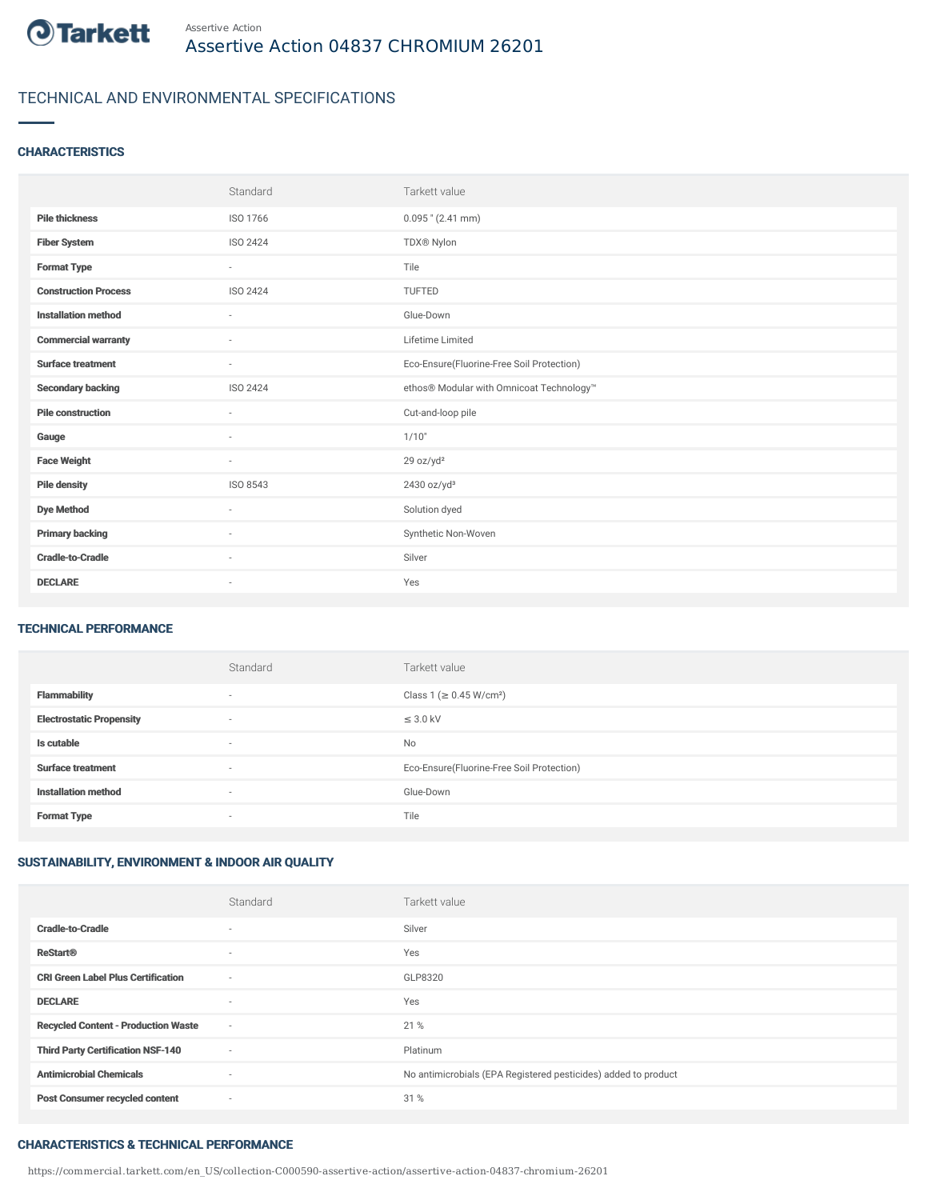Assertive Action

# Assertive Action 04837 CHROMIUM 26201

## TECHNICAL AND ENVIRONMENTAL SPECIFICATIONS

### CHARACTERISTICS

| | Standard | Tarkett value |
|---|---|---|
| **Pile thickness** | ISO 1766 | 0.095 " (2.41 mm) |
| **Fiber System** | ISO 2424 | TDX® Nylon |
| **Format Type** | - | Tile |
| **Construction Process** | ISO 2424 | TUFTED |
| **Installation method** | - | Glue-Down |
| **Commercial warranty** | - | Lifetime Limited |
| **Surface treatment** | - | Eco-Ensure(Fluorine-Free Soil Protection) |
| **Secondary backing** | ISO 2424 | ethos® Modular with Omnicoat Technology™ |
| **Pile construction** | - | Cut-and-loop pile |
| **Gauge** | - | 1/10" |
| **Face Weight** | - | 29 oz/yd² |
| **Pile density** | ISO 8543 | 2430 oz/yd³ |
| **Dye Method** | - | Solution dyed |
| **Primary backing** | - | Synthetic Non-Woven |
| **Cradle-to-Cradle** | - | Silver |
| **DECLARE** | - | Yes |

### TECHNICAL PERFORMANCE

| | Standard | Tarkett value |
|---|---|---|
| **Flammability** | - | Class 1 (≥ 0.45 W/cm²) |
| **Electrostatic Propensity** | - | ≤ 3.0 kV |
| **Is cutable** | - | No |
| **Surface treatment** | - | Eco-Ensure(Fluorine-Free Soil Protection) |
| **Installation method** | - | Glue-Down |
| **Format Type** | - | Tile |

### SUSTAINABILITY, ENVIRONMENT & INDOOR AIR QUALITY

| | Standard | Tarkett value |
|---|---|---|
| **Cradle-to-Cradle** | - | Silver |
| **ReStart®** | - | Yes |
| **CRI Green Label Plus Certification** | - | GLP8320 |
| **DECLARE** | - | Yes |
| **Recycled Content - Production Waste** | - | 21 % |
| **Third Party Certification NSF-140** | - | Platinum |
| **Antimicrobial Chemicals** | - | No antimicrobials (EPA Registered pesticides) added to product |
| **Post Consumer recycled content** | - | 31 % |

### CHARACTERISTICS & TECHNICAL PERFORMANCE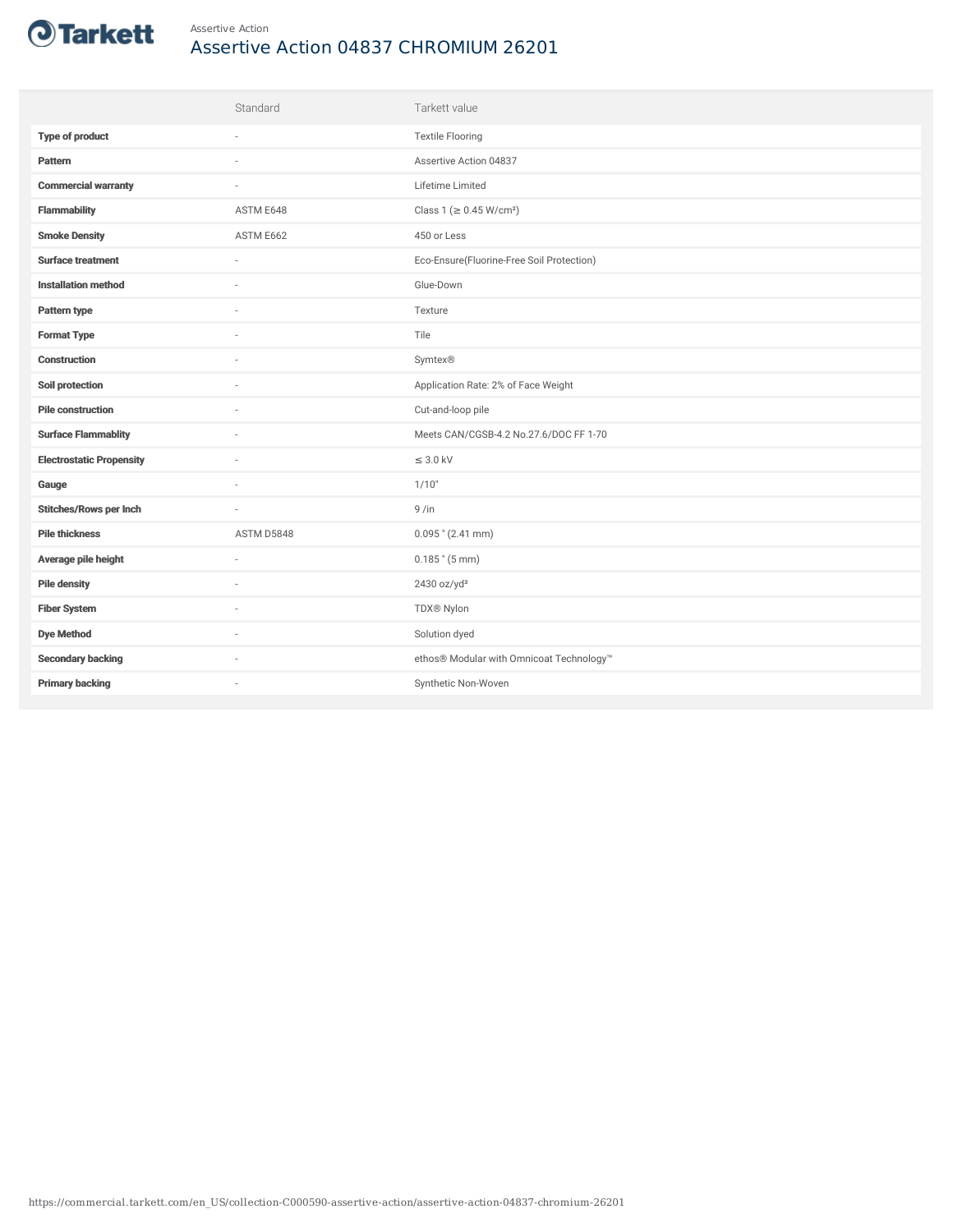Tarkett

Assertive Action

# Assertive Action 04837 CHROMIUM 26201

| | Standard | Tarkett value |
| --- | --- | --- |
| **Type of product** | - | Textile Flooring |
| **Pattern** | - | Assertive Action 04837 |
| **Commercial warranty** | - | Lifetime Limited |
| **Flammability** | ASTM E648 | Class 1 (≥ 0.45 W/cm²) |
| **Smoke Density** | ASTM E662 | 450 or Less |
| **Surface treatment** | - | Eco-Ensure(Fluorine-Free Soil Protection) |
| **Installation method** | - | Glue-Down |
| **Pattern type** | - | Texture |
| **Format Type** | - | Tile |
| **Construction** | - | Symtex® |
| **Soil protection** | - | Application Rate: 2% of Face Weight |
| **Pile construction** | - | Cut-and-loop pile |
| **Surface Flammablity** | - | Meets CAN/CGSB-4.2 No.27.6/DOC FF 1-70 |
| **Electrostatic Propensity** | - | ≤ 3.0 kV |
| **Gauge** | - | 1/10" |
| **Stitches/Rows per Inch** | - | 9 /in |
| **Pile thickness** | ASTM D5848 | 0.095 " (2.41 mm) |
| **Average pile height** | - | 0.185 " (5 mm) |
| **Pile density** | - | 2430 oz/yd³ |
| **Fiber System** | - | TDX® Nylon |
| **Dye Method** | - | Solution dyed |
| **Secondary backing** | - | ethos® Modular with Omnicoat Technology™ |
| **Primary backing** | - | Synthetic Non-Woven |

https://commercial.tarkett.com/en_US/collection-C000590-assertive-action/assertive-action-04837-chromium-26201